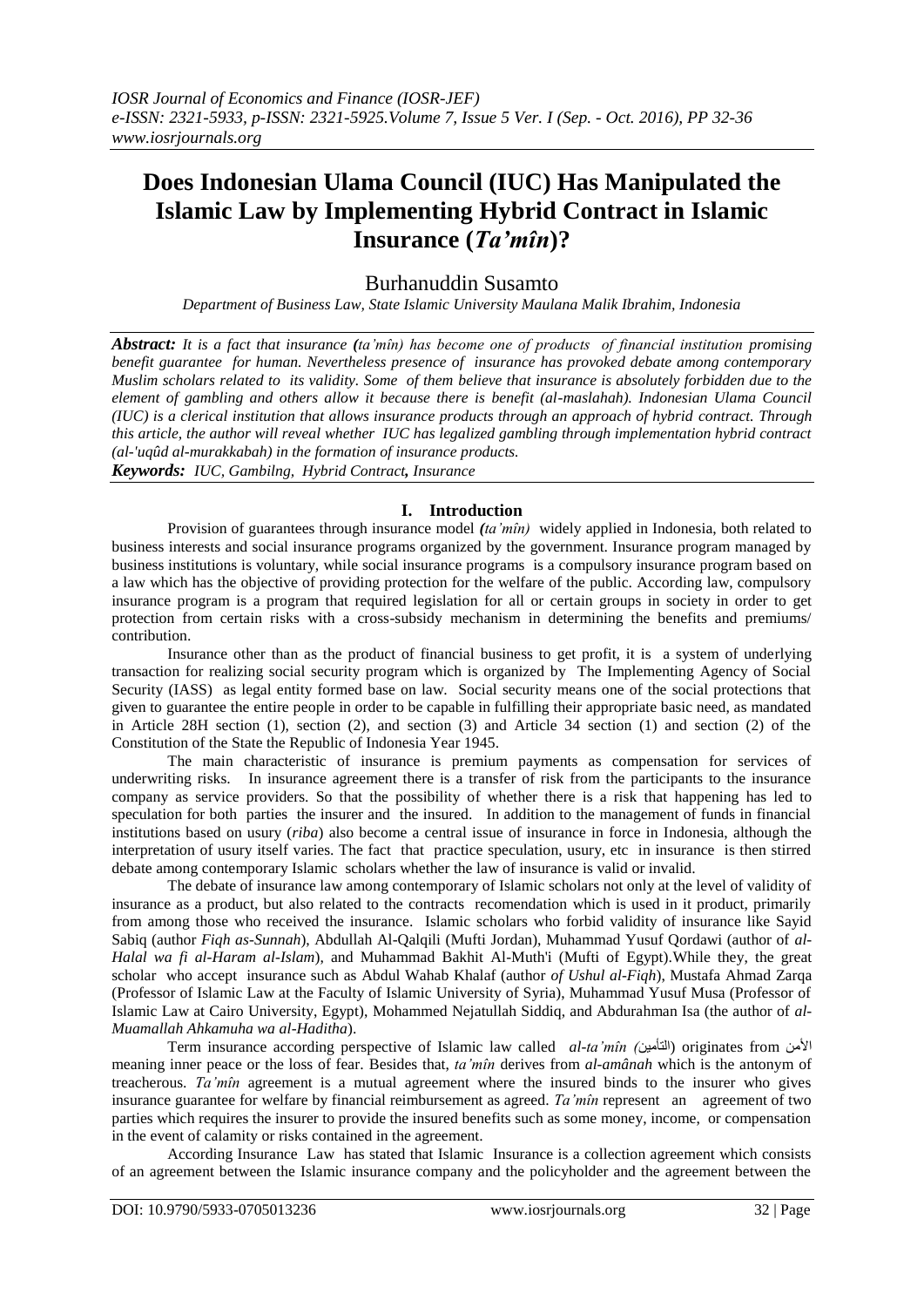# Does Indonesian Ulama Council (IUC) Has Manipulated the Islamic Law by Implementing Hybrid Contract in Islamic Insurance (*Ta'mîn*)?

## Burhanuddin Susamto

*Department of Business Law, State Islamic University Maulana Malik Ibrahim, Indonesia*

***Abstract:*** *It is a fact that insurance (ta'mîn) has become one of products of financial institution promising benefit guarantee for human. Nevertheless presence of insurance has provoked debate among contemporary Muslim scholars related to its validity. Some of them believe that insurance is absolutely forbidden due to the element of gambling and others allow it because there is benefit (al-maslahah). Indonesian Ulama Council (IUC) is a clerical institution that allows insurance products through an approach of hybrid contract. Through this article, the author will reveal whether IUC has legalized gambling through implementation hybrid contract (al-'uqûd al-murakkabah) in the formation of insurance products.*

***Keywords:*** *IUC, Gambilng, Hybrid Contract,* ***Insurance***

## I. Introduction

Provision of guarantees through insurance model *(ta'mîn)* widely applied in Indonesia, both related to business interests and social insurance programs organized by the government. Insurance program managed by business institutions is voluntary, while social insurance programs is a compulsory insurance program based on a law which has the objective of providing protection for the welfare of the public. According law, compulsory insurance program is a program that required legislation for all or certain groups in society in order to get protection from certain risks with a cross-subsidy mechanism in determining the benefits and premiums/ contribution.

Insurance other than as the product of financial business to get profit, it is a system of underlying transaction for realizing social security program which is organized by The Implementing Agency of Social Security (IASS) as legal entity formed base on law. Social security means one of the social protections that given to guarantee the entire people in order to be capable in fulfilling their appropriate basic need, as mandated in Article 28H section (1), section (2), and section (3) and Article 34 section (1) and section (2) of the Constitution of the State the Republic of Indonesia Year 1945.

The main characteristic of insurance is premium payments as compensation for services of underwriting risks. In insurance agreement there is a transfer of risk from the participants to the insurance company as service providers. So that the possibility of whether there is a risk that happening has led to speculation for both parties the insurer and the insured. In addition to the management of funds in financial institutions based on usury (*riba*) also become a central issue of insurance in force in Indonesia, although the interpretation of usury itself varies. The fact that practice speculation, usury, etc in insurance is then stirred debate among contemporary Islamic scholars whether the law of insurance is valid or invalid.

The debate of insurance law among contemporary of Islamic scholars not only at the level of validity of insurance as a product, but also related to the contracts recomendation which is used in it product, primarily from among those who received the insurance. Islamic scholars who forbid validity of insurance like Sayid Sabiq (author *Fiqh as-Sunnah*), Abdullah Al-Qalqili (Mufti Jordan), Muhammad Yusuf Qordawi (author of *al-Halal wa fi al-Haram al-Islam*), and Muhammad Bakhit Al-Muth'i (Mufti of Egypt).While they, the great scholar who accept insurance such as Abdul Wahab Khalaf (author *of Ushul al-Fiqh*), Mustafa Ahmad Zarqa (Professor of Islamic Law at the Faculty of Islamic University of Syria), Muhammad Yusuf Musa (Professor of Islamic Law at Cairo University, Egypt), Mohammed Nejatullah Siddiq, and Abdurahman Isa (the author of *al-Muamallah Ahkamuha wa al-Haditha*).

Term insurance according perspective of Islamic law called *al-ta'mîn (*التأمين) originates from الأمن meaning inner peace or the loss of fear. Besides that, *ta'mîn* derives from *al-amânah* which is the antonym of treacherous. *Ta'mîn* agreement is a mutual agreement where the insured binds to the insurer who gives insurance guarantee for welfare by financial reimbursement as agreed. *Ta'mîn* represent an agreement of two parties which requires the insurer to provide the insured benefits such as some money, income, or compensation in the event of calamity or risks contained in the agreement.

According Insurance Law has stated that Islamic Insurance is a collection agreement which consists of an agreement between the Islamic insurance company and the policyholder and the agreement between the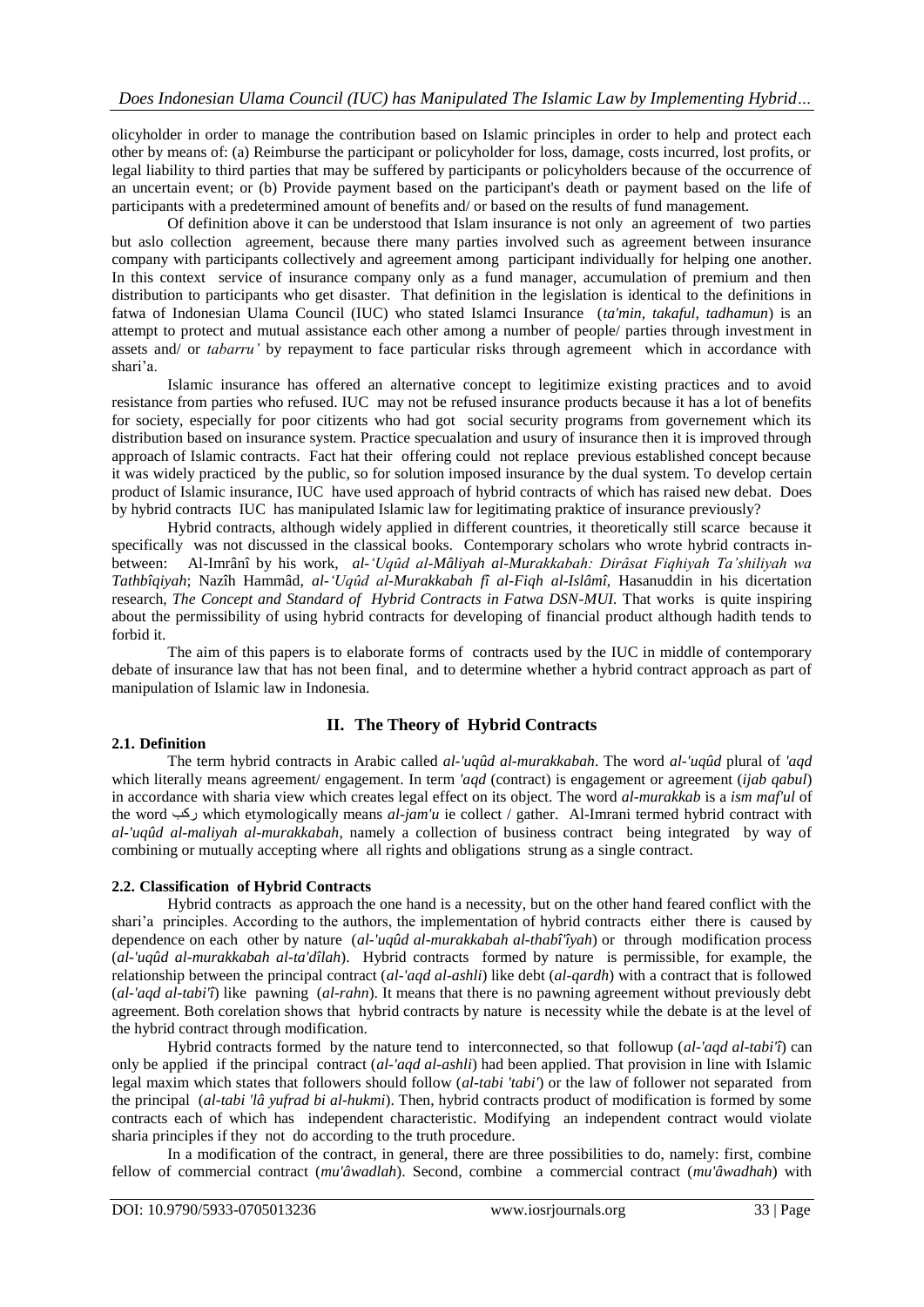olicyholder in order to manage the contribution based on Islamic principles in order to help and protect each other by means of: (a) Reimburse the participant or policyholder for loss, damage, costs incurred, lost profits, or legal liability to third parties that may be suffered by participants or policyholders because of the occurrence of an uncertain event; or (b) Provide payment based on the participant's death or payment based on the life of participants with a predetermined amount of benefits and/ or based on the results of fund management.

Of definition above it can be understood that Islam insurance is not only an agreement of two parties but aslo collection agreement, because there many parties involved such as agreement between insurance company with participants collectively and agreement among participant individually for helping one another. In this context service of insurance company only as a fund manager, accumulation of premium and then distribution to participants who get disaster. That definition in the legislation is identical to the definitions in fatwa of Indonesian Ulama Council (IUC) who stated Islamci Insurance (*ta'min, takaful, tadhamun*) is an attempt to protect and mutual assistance each other among a number of people/ parties through investment in assets and/ or *tabarru'* by repayment to face particular risks through agremeent which in accordance with shari'a.

Islamic insurance has offered an alternative concept to legitimize existing practices and to avoid resistance from parties who refused. IUC may not be refused insurance products because it has a lot of benefits for society, especially for poor citizents who had got social security programs from governement which its distribution based on insurance system. Practice specualation and usury of insurance then it is improved through approach of Islamic contracts. Fact hat their offering could not replace previous established concept because it was widely practiced by the public, so for solution imposed insurance by the dual system. To develop certain product of Islamic insurance, IUC have used approach of hybrid contracts of which has raised new debat. Does by hybrid contracts IUC has manipulated Islamic law for legitimating praktice of insurance previously?

Hybrid contracts, although widely applied in different countries, it theoretically still scarce because it specifically was not discussed in the classical books. Contemporary scholars who wrote hybrid contracts in-between: Al-Imrânî by his work, *al-'Uqûd al-Mâliyah al-Murakkabah: Dirâsat Fiqhiyah Ta'shiliyah wa Tathbîqiyah*; Nazîh Hammâd, *al-'Uqûd al-Murakkabah fî al-Fiqh al-Islâmî*, Hasanuddin in his dicertation research, *The Concept and Standard of Hybrid Contracts in Fatwa DSN-MUI.* That works is quite inspiring about the permissibility of using hybrid contracts for developing of financial product although hadith tends to forbid it.

The aim of this papers is to elaborate forms of contracts used by the IUC in middle of contemporary debate of insurance law that has not been final, and to determine whether a hybrid contract approach as part of manipulation of Islamic law in Indonesia.

## II. The Theory of Hybrid Contracts

### 2.1. Definition

The term hybrid contracts in Arabic called *al-'uqûd al-murakkabah*. The word *al-'uqûd* plural of *'aqd* which literally means agreement/ engagement. In term *'aqd* (contract) is engagement or agreement (*ijab qabul*) in accordance with sharia view which creates legal effect on its object. The word *al-murakkab* is a *ism maf'ul* of the word ركب which etymologically means *al-jam'u* ie collect / gather. Al-Imrani termed hybrid contract with *al-'uqûd al-maliyah al-murakkabah*, namely a collection of business contract being integrated by way of combining or mutually accepting where all rights and obligations strung as a single contract.

### 2.2. Classification of Hybrid Contracts

Hybrid contracts as approach the one hand is a necessity, but on the other hand feared conflict with the shari'a principles. According to the authors, the implementation of hybrid contracts either there is caused by dependence on each other by nature (*al-'uqûd al-murakkabah al-thabî'îyah*) or through modification process (*al-'uqûd al-murakkabah al-ta'dîlah*). Hybrid contracts formed by nature is permissible, for example, the relationship between the principal contract (*al-'aqd al-ashli*) like debt (*al-qardh*) with a contract that is followed (*al-'aqd al-tabi'î*) like pawning (*al-rahn*). It means that there is no pawning agreement without previously debt agreement. Both corelation shows that hybrid contracts by nature is necessity while the debate is at the level of the hybrid contract through modification.

Hybrid contracts formed by the nature tend to interconnected, so that followup (*al-'aqd al-tabi'î*) can only be applied if the principal contract (*al-'aqd al-ashli*) had been applied. That provision in line with Islamic legal maxim which states that followers should follow (*al-tabi 'tabi'*) or the law of follower not separated from the principal (*al-tabi 'lâ yufrad bi al-hukmi*). Then, hybrid contracts product of modification is formed by some contracts each of which has independent characteristic. Modifying an independent contract would violate sharia principles if they not do according to the truth procedure.

In a modification of the contract, in general, there are three possibilities to do, namely: first, combine fellow of commercial contract (*mu'âwadlah*). Second, combine a commercial contract (*mu'âwadhah*) with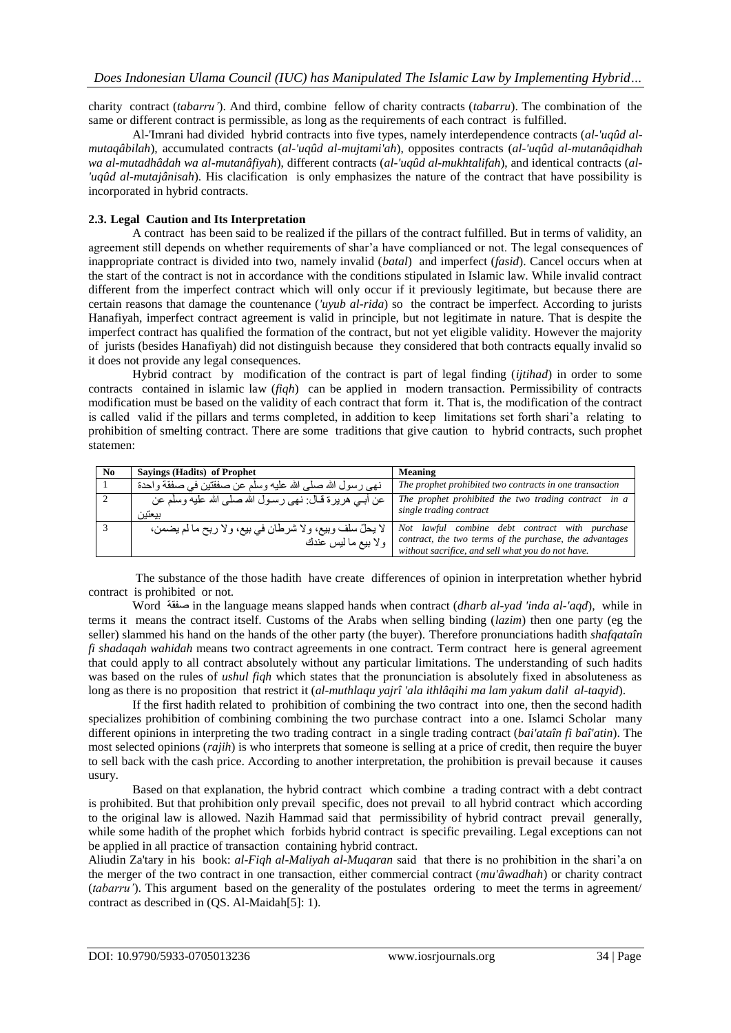charity contract (*tabarru'*). And third, combine fellow of charity contracts (*tabarru*). The combination of the same or different contract is permissible, as long as the requirements of each contract is fulfilled.

Al-'Imrani had divided hybrid contracts into five types, namely interdependence contracts (*al-'uqûd al-mutaqâbilah*), accumulated contracts (*al-'uqûd al-mujtami'ah*), opposites contracts (*al-'uqûd al-mutanâqidhah wa al-mutadhâdah wa al-mutanâfiyah*), different contracts (*al-'uqûd al-mukhtalifah*), and identical contracts (*al-'uqûd al-mutajânisah*). His clacification is only emphasizes the nature of the contract that have possibility is incorporated in hybrid contracts.

### 2.3. Legal Caution and Its Interpretation

A contract has been said to be realized if the pillars of the contract fulfilled. But in terms of validity, an agreement still depends on whether requirements of shar'a have complianced or not. The legal consequences of inappropriate contract is divided into two, namely invalid (*batal*) and imperfect (*fasid*). Cancel occurs when at the start of the contract is not in accordance with the conditions stipulated in Islamic law. While invalid contract different from the imperfect contract which will only occur if it previously legitimate, but because there are certain reasons that damage the countenance (*'uyub al-rida*) so the contract be imperfect. According to jurists Hanafiyah, imperfect contract agreement is valid in principle, but not legitimate in nature. That is despite the imperfect contract has qualified the formation of the contract, but not yet eligible validity. However the majority of jurists (besides Hanafiyah) did not distinguish because they considered that both contracts equally invalid so it does not provide any legal consequences.

Hybrid contract by modification of the contract is part of legal finding (*ijtihad*) in order to some contracts contained in islamic law (*fiqh*) can be applied in modern transaction. Permissibility of contracts modification must be based on the validity of each contract that form it. That is, the modification of the contract is called valid if the pillars and terms completed, in addition to keep limitations set forth shari'a relating to prohibition of smelting contract. There are some traditions that give caution to hybrid contracts, such prophet statemen:

| No | Sayings (Hadits) of Prophet | Meaning |
|---|---|---|
| 1 | نهى رسول الله صلى الله عليه وسلم عن صفقتين في صفقة واحدة | *The prophet prohibited two contracts in one transaction* |
| 2 | عن أبي هريرة قال: نهى رسول الله صلى الله عليه وسلم عن بيعتين | *The prophet prohibited the two trading contract in a single trading contract* |
| 3 | لا يحلّ سلف وبيع، ولا شرطان في بيع، ولا ربح ما لم يضمن، ولا بيع ما ليس عندك | *Not lawful combine debt contract with purchase contract, the two terms of the purchase, the advantages without sacrifice, and sell what you do not have.* |

The substance of the those hadith have create differences of opinion in interpretation whether hybrid contract is prohibited or not.

Word صفقة in the language means slapped hands when contract (*dharb al-yad 'inda al-'aqd*), while in terms it means the contract itself. Customs of the Arabs when selling binding (*lazim*) then one party (eg the seller) slammed his hand on the hands of the other party (the buyer). Therefore pronunciations hadith *shafqataîn fi shadaqah wahidah* means two contract agreements in one contract. Term contract here is general agreement that could apply to all contract absolutely without any particular limitations. The understanding of such hadits was based on the rules of *ushul fiqh* which states that the pronunciation is absolutely fixed in absoluteness as long as there is no proposition that restrict it (*al-muthlaqu yajrî 'ala ithlâqihi ma lam yakum dalil al-taqyid*).

If the first hadith related to prohibition of combining the two contract into one, then the second hadith specializes prohibition of combining combining the two purchase contract into a one. Islamci Scholar many different opinions in interpreting the two trading contract in a single trading contract (*bai'ataîn fi baî'atin*). The most selected opinions (*rajih*) is who interprets that someone is selling at a price of credit, then require the buyer to sell back with the cash price. According to another interpretation, the prohibition is prevail because it causes usury.

Based on that explanation, the hybrid contract which combine a trading contract with a debt contract is prohibited. But that prohibition only prevail specific, does not prevail to all hybrid contract which according to the original law is allowed. Nazih Hammad said that permissibility of hybrid contract prevail generally, while some hadith of the prophet which forbids hybrid contract is specific prevailing. Legal exceptions can not be applied in all practice of transaction containing hybrid contract.

Aliudin Za'tary in his book: *al-Fiqh al-Maliyah al-Muqaran* said that there is no prohibition in the shari'a on the merger of the two contract in one transaction, either commercial contract (*mu'âwadhah*) or charity contract (*tabarru'*). This argument based on the generality of the postulates ordering to meet the terms in agreement/ contract as described in (QS. Al-Maidah[5]: 1).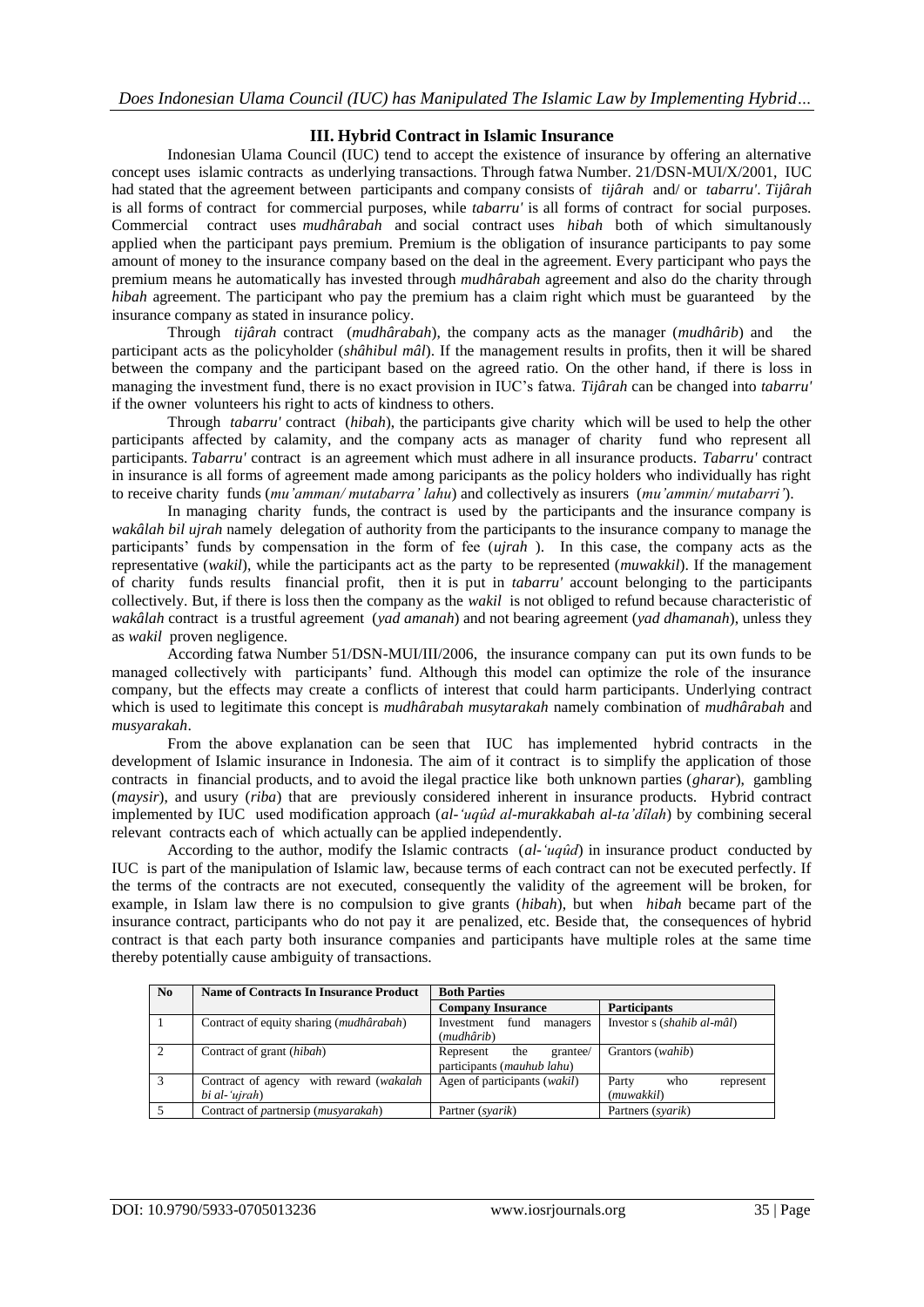## III. Hybrid Contract in Islamic Insurance

Indonesian Ulama Council (IUC) tend to accept the existence of insurance by offering an alternative concept uses islamic contracts as underlying transactions. Through fatwa Number. 21/DSN-MUI/X/2001, IUC had stated that the agreement between participants and company consists of *tijârah* and/ or *tabarru'*. *Tijârah* is all forms of contract for commercial purposes, while *tabarru'* is all forms of contract for social purposes. Commercial contract uses *mudhârabah* and social contract uses *hibah* both of which simultanously applied when the participant pays premium. Premium is the obligation of insurance participants to pay some amount of money to the insurance company based on the deal in the agreement. Every participant who pays the premium means he automatically has invested through *mudhârabah* agreement and also do the charity through *hibah* agreement. The participant who pay the premium has a claim right which must be guaranteed by the insurance company as stated in insurance policy.

Through *tijârah* contract (*mudhârabah*), the company acts as the manager (*mudhârib*) and the participant acts as the policyholder (*shâhibul mâl*). If the management results in profits, then it will be shared between the company and the participant based on the agreed ratio. On the other hand, if there is loss in managing the investment fund, there is no exact provision in IUC's fatwa. *Tijârah* can be changed into *tabarru'* if the owner volunteers his right to acts of kindness to others.

Through *tabarru'* contract (*hibah*), the participants give charity which will be used to help the other participants affected by calamity, and the company acts as manager of charity fund who represent all participants. *Tabarru'* contract is an agreement which must adhere in all insurance products. *Tabarru'* contract in insurance is all forms of agreement made among paricipants as the policy holders who individually has right to receive charity funds (*mu'amman/ mutabarra' lahu*) and collectively as insurers (*mu'ammin/ mutabarri'*).

In managing charity funds, the contract is used by the participants and the insurance company is *wakâlah bil ujrah* namely delegation of authority from the participants to the insurance company to manage the participants' funds by compensation in the form of fee (*ujrah* ). In this case, the company acts as the representative (*wakil*), while the participants act as the party to be represented (*muwakkil*). If the management of charity funds results financial profit, then it is put in *tabarru'* account belonging to the participants collectively. But, if there is loss then the company as the *wakil* is not obliged to refund because characteristic of *wakâlah* contract is a trustful agreement (*yad amanah*) and not bearing agreement (*yad dhamanah*), unless they as *wakil* proven negligence.

According fatwa Number 51/DSN-MUI/III/2006, the insurance company can put its own funds to be managed collectively with participants' fund. Although this model can optimize the role of the insurance company, but the effects may create a conflicts of interest that could harm participants. Underlying contract which is used to legitimate this concept is *mudhârabah musytarakah* namely combination of *mudhârabah* and *musyarakah*.

From the above explanation can be seen that IUC has implemented hybrid contracts in the development of Islamic insurance in Indonesia. The aim of it contract is to simplify the application of those contracts in financial products, and to avoid the ilegal practice like both unknown parties (*gharar*), gambling (*maysir*), and usury (*riba*) that are previously considered inherent in insurance products. Hybrid contract implemented by IUC used modification approach (*al-'uqûd al-murakkabah al-ta'dîlah*) by combining seceral relevant contracts each of which actually can be applied independently.

According to the author, modify the Islamic contracts (*al-'uqûd*) in insurance product conducted by IUC is part of the manipulation of Islamic law, because terms of each contract can not be executed perfectly. If the terms of the contracts are not executed, consequently the validity of the agreement will be broken, for example, in Islam law there is no compulsion to give grants (*hibah*), but when *hibah* became part of the insurance contract, participants who do not pay it are penalized, etc. Beside that, the consequences of hybrid contract is that each party both insurance companies and participants have multiple roles at the same time thereby potentially cause ambiguity of transactions.

| No | Name of Contracts In Insurance Product | Both Parties | |
|---|---|---|---|
| | | Company Insurance | Participants |
| 1 | Contract of equity sharing (*mudhârabah*) | Investment fund managers (*mudhârib*) | Investor s (*shahib al-mâl*) |
| 2 | Contract of grant (*hibah*) | Represent the grantee/ participants (*mauhub lahu*) | Grantors (*wahib*) |
| 3 | Contract of agency with reward (*wakalah bi al-'ujrah*) | Agen of participants (*wakil*) | Party who represent (*muwakkil*) |
| 5 | Contract of partnersip (*musyarakah*) | Partner (*syarik*) | Partners (*syarik*) |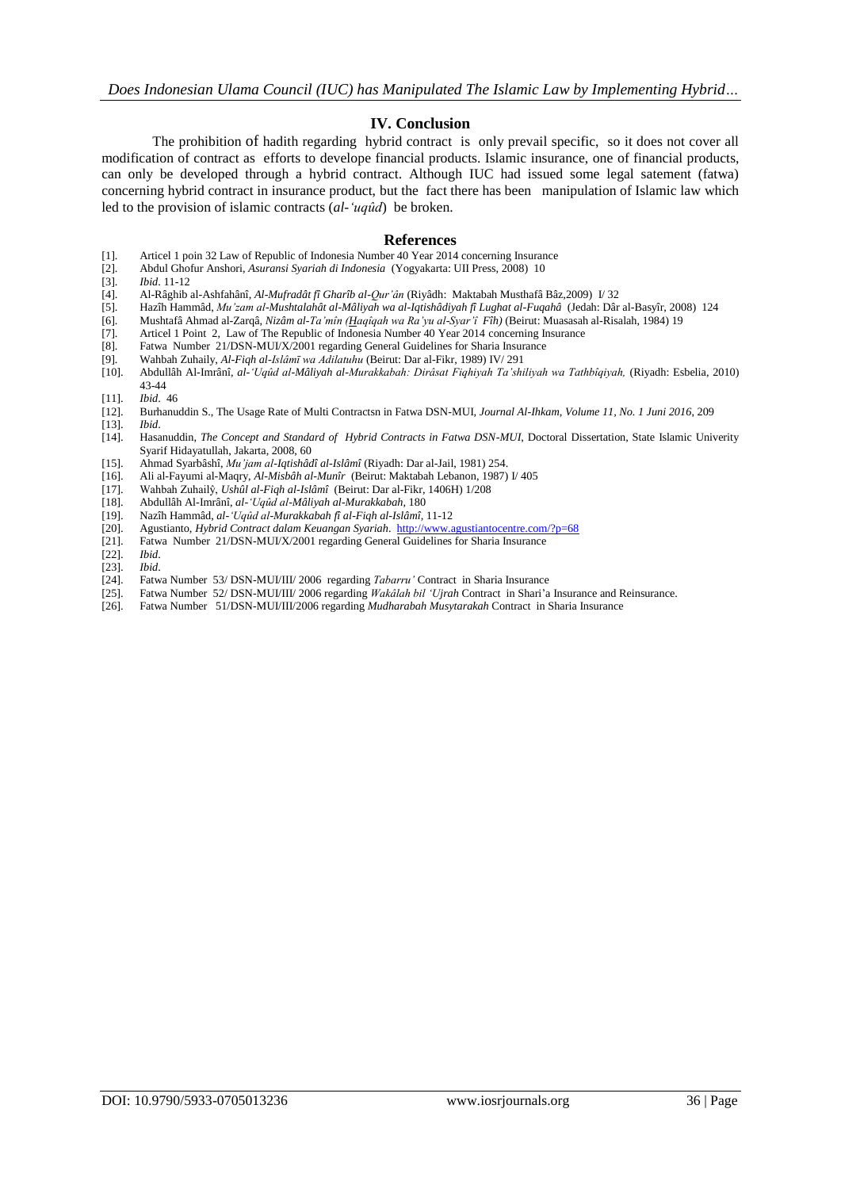## IV. Conclusion

The prohibition of hadith regarding hybrid contract is only prevail specific, so it does not cover all modification of contract as efforts to develope financial products. Islamic insurance, one of financial products, can only be developed through a hybrid contract. Although IUC had issued some legal satement (fatwa) concerning hybrid contract in insurance product, but the fact there has been manipulation of Islamic law which led to the provision of islamic contracts (*al-'uqûd*) be broken.

## References

[1]. Articel 1 poin 32 Law of Republic of Indonesia Number 40 Year 2014 concerning Insurance
[2]. Abdul Ghofur Anshori, *Asuransi Syariah di Indonesia* (Yogyakarta: UII Press, 2008) 10
[3]. *Ibid*. 11-12
[4]. Al-Râghib al-Ashfahânî, *Al-Mufradât fî Gharîb al-Qur'ân* (Riyâdh: Maktabah Musthafâ Bâz,2009) I/ 32
[5]. Hazîh Hammâd, *Mu'zam al-Mushtalahât al-Mâliyah wa al-Iqtishâdiyah fî Lughat al-Fuqahâ* (Jedah: Dâr al-Basyîr, 2008) 124
[6]. Mushtafâ Ahmad al-Zarqâ, *Nizâm al-Ta'mîn (Haqîqah wa Ra'yu al-Syar'î Fîh)* (Beirut: Muasasah al-Risalah, 1984) 19
[7]. Articel 1 Point 2, Law of The Republic of Indonesia Number 40 Year 2014 concerning Insurance
[8]. Fatwa Number 21/DSN-MUI/X/2001 regarding General Guidelines for Sharia Insurance
[9]. Wahbah Zuhaily, *Al-Fiqh al-Islâmî wa Adilatuhu* (Beirut: Dar al-Fikr, 1989) IV/ 291
[10]. Abdullâh Al-Imrânî, *al-'Uqûd al-Mâliyah al-Murakkabah: Dirâsat Fiqhiyah Ta'shiliyah wa Tathbîqiyah,* (Riyadh: Esbelia, 2010) 43-44
[11]. *Ibid*. 46
[12]. Burhanuddin S., The Usage Rate of Multi Contractsn in Fatwa DSN-MUI, *Journal Al-Ihkam, Volume 11, No. 1 Juni 2016*, 209
[13]. *Ibid*.
[14]. Hasanuddin, *The Concept and Standard of Hybrid Contracts in Fatwa DSN-MUI*, Doctoral Dissertation, State Islamic Univerity Syarif Hidayatullah, Jakarta, 2008, 60
[15]. Ahmad Syarbâshî, *Mu'jam al-Iqtishâdî al-Islâmî* (Riyadh: Dar al-Jail, 1981) 254.
[16]. Ali al-Fayumi al-Maqry, *Al-Misbâh al-Munîr* (Beirut: Maktabah Lebanon, 1987) I/ 405
[17]. Wahbah Zuhailŷ, *Ushûl al-Fiqh al-Islâmî* (Beirut: Dar al-Fikr, 1406H) 1/208
[18]. Abdullâh Al-Imrânî, *al-'Uqûd al-Mâliyah al-Murakkabah,* 180
[19]. Nazîh Hammâd, *al-'Uqûd al-Murakkabah fî al-Fiqh al-Islâmî,* 11-12
[20]. Agustianto, *Hybrid Contract dalam Keuangan Syariah*. http://www.agustiantocentre.com/?p=68
[21]. Fatwa Number 21/DSN-MUI/X/2001 regarding General Guidelines for Sharia Insurance
[22]. *Ibid*.
[23]. *Ibid*.
[24]. Fatwa Number 53/ DSN-MUI/III/ 2006 regarding *Tabarru'* Contract in Sharia Insurance
[25]. Fatwa Number 52/ DSN-MUI/III/ 2006 regarding *Wakâlah bil 'Ujrah* Contract in Shari'a Insurance and Reinsurance.
[26]. Fatwa Number 51/DSN-MUI/III/2006 regarding *Mudharabah Musytarakah* Contract in Sharia Insurance